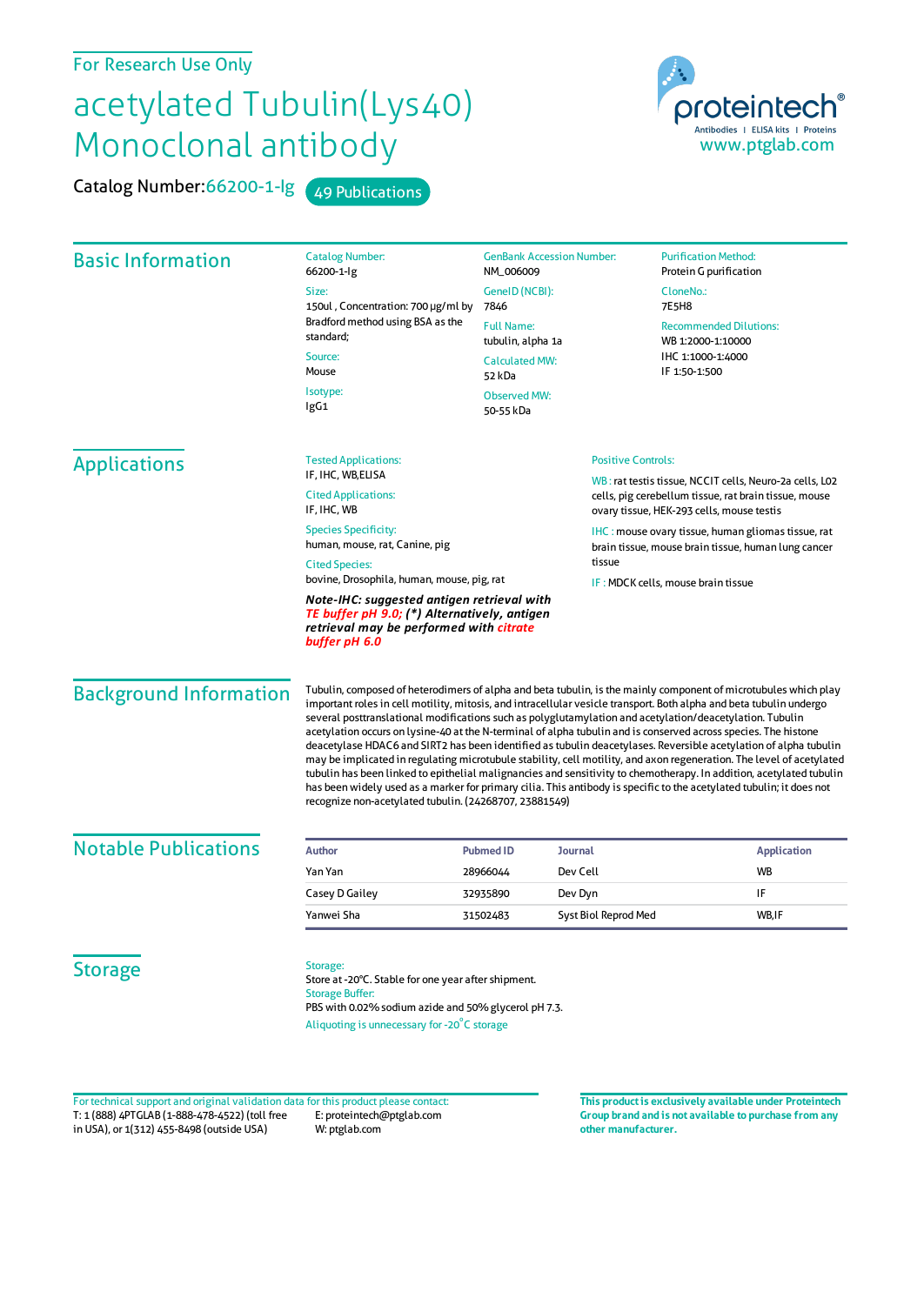For Research Use Only

# acetylated Tubulin(Lys40) Monoclonal antibody

Catalog Number:66200-1-Ig 49 Publications

proteintech® Antibodies | ELISA kits | Proteins www.ptglab.com

## Basic Information

Catalog Number:
66200-1-Ig

Size:
150ul , Concentration: 700 μg/ml by Bradford method using BSA as the standard;

Source:
Mouse

Isotype:
IgG1

GenBank Accession Number:
NM_006009

GeneID (NCBI):
7846

Full Name:
tubulin, alpha 1a

Calculated MW:
52 kDa

Observed MW:
50-55 kDa

Purification Method:
Protein G purification

CloneNo.:
7E5H8

Recommended Dilutions:
WB 1:2000-1:10000
IHC 1:1000-1:4000
IF 1:50-1:500

## Applications

Tested Applications:
IF, IHC, WB,ELISA

Cited Applications:
IF, IHC, WB

Species Specificity:
human, mouse, rat, Canine, pig

Cited Species:
bovine, Drosophila, human, mouse, pig, rat

***Note-IHC: suggested antigen retrieval with TE buffer pH 9.0; (*) Alternatively, antigen retrieval may be performed with citrate buffer pH 6.0***

Positive Controls:

WB : rat testis tissue, NCCIT cells, Neuro-2a cells, L02 cells, pig cerebellum tissue, rat brain tissue, mouse ovary tissue, HEK-293 cells, mouse testis

IHC : mouse ovary tissue, human gliomas tissue, rat brain tissue, mouse brain tissue, human lung cancer tissue

IF : MDCK cells, mouse brain tissue

## Background Information

Tubulin, composed of heterodimers of alpha and beta tubulin, is the mainly component of microtubules which play important roles in cell motility, mitosis, and intracellular vesicle transport. Both alpha and beta tubulin undergo several posttranslational modifications such as polyglutamylation and acetylation/deacetylation. Tubulin acetylation occurs on lysine-40 at the N-terminal of alpha tubulin and is conserved across species. The histone deacetylase HDAC6 and SIRT2 has been identified as tubulin deacetylases. Reversible acetylation of alpha tubulin may be implicated in regulating microtubule stability, cell motility, and axon regeneration. The level of acetylated tubulin has been linked to epithelial malignancies and sensitivity to chemotherapy. In addition, acetylated tubulin has been widely used as a marker for primary cilia. This antibody is specific to the acetylated tubulin; it does not recognize non-acetylated tubulin. (24268707, 23881549)

## Notable Publications

| Author | Pubmed ID | Journal | Application |
|---|---|---|---|
| Yan Yan | 28966044 | Dev Cell | WB |
| Casey D Gailey | 32935890 | Dev Dyn | IF |
| Yanwei Sha | 31502483 | Syst Biol Reprod Med | WB,IF |

## Storage

Storage:
Store at -20°C. Stable for one year after shipment.
Storage Buffer:
PBS with 0.02% sodium azide and 50% glycerol pH 7.3.
Aliquoting is unnecessary for -20°C storage

For technical support and original validation data for this product please contact:
T: 1 (888) 4PTGLAB (1-888-478-4522) (toll free in USA), or 1(312) 455-8498 (outside USA)
E: proteintech@ptglab.com
W: ptglab.com

**This product is exclusively available under Proteintech Group brand and is not available to purchase from any other manufacturer.**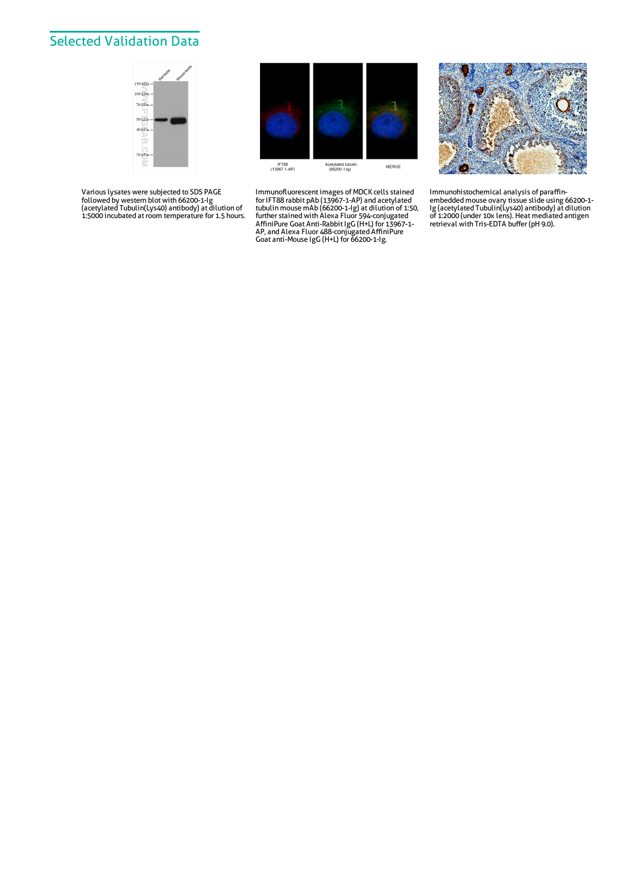## Selected Validation Data

Rat testis

Mouse testis

150 kDa→

100 kDa→

70 kDa→

50 kDa→

40 kDa→

30 kDa→

Various lysates were subjected to SDS PAGE followed by western blot with 66200-1-Ig (acetylated Tubulin(Lys40) antibody) at dilution of 1:5000 incubated at room temperature for 1.5 hours.

IFT88 (13967-1-AP)

Acetylated tubulin (66200-1-Ig)

MERGE

Immunofluorescent images of MDCK cells stained for IFT88 rabbit pAb (13967-1-AP) and acetylated tubulin mouse mAb (66200-1-Ig) at dilution of 1:50, further stained with Alexa Fluor 594-conjugated AffiniPure Goat Anti-Rabbit IgG (H+L) for 13967-1-AP, and Alexa Fluor 488-conjugated AffiniPure Goat anti-Mouse IgG (H+L) for 66200-1-Ig.

Immunohistochemical analysis of paraffin-embedded mouse ovary tissue slide using 66200-1-Ig (acetylated Tubulin(Lys40) antibody) at dilution of 1:2000 (under 10x lens). Heat mediated antigen retrieval with Tris-EDTA buffer (pH 9.0).